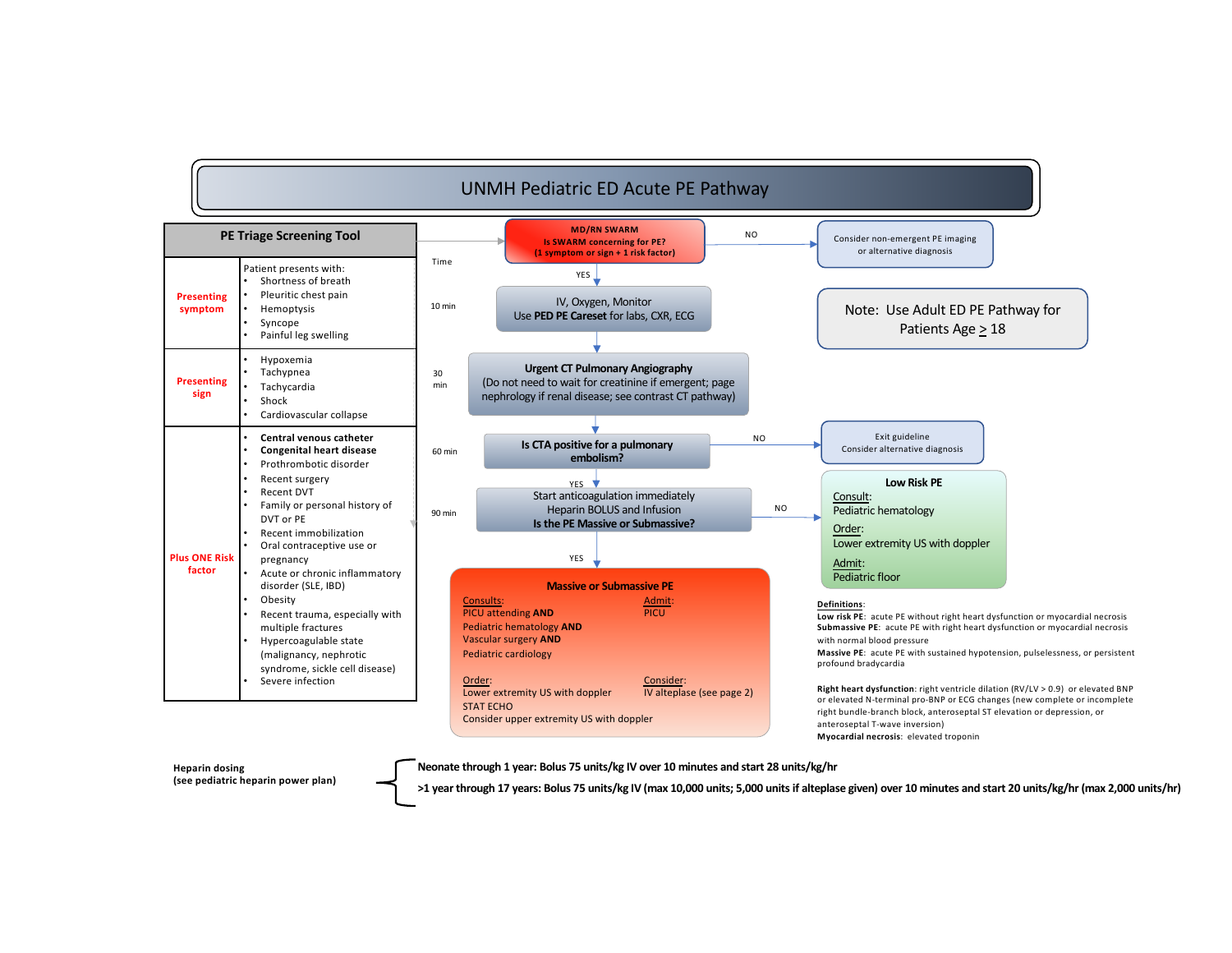# UNMH Pediatric ED Acute PE Pathway

## PE Triage Screening Tool

| | |
|---|---|
| **Presenting symptom** | Patient presents with:<br>• Shortness of breath<br>• Pleuritic chest pain<br>• Hemoptysis<br>• Syncope<br>• Painful leg swelling |
| **Presenting sign** | • Hypoxemia<br>• Tachypnea<br>• Tachycardia<br>• Shock<br>• Cardiovascular collapse |
| **Plus ONE Risk factor** | • **Central venous catheter**<br>• **Congenital heart disease**<br>• Prothrombotic disorder<br>• Recent surgery<br>• Recent DVT<br>• Family or personal history of DVT or PE<br>• Recent immobilization<br>• Oral contraceptive use or pregnancy<br>• Acute or chronic inflammatory disorder (SLE, IBD)<br>• Obesity<br>• Recent trauma, especially with multiple fractures<br>• Hypercoagulable state (malignancy, nephrotic syndrome, sickle cell disease)<br>• Severe infection |

## Pathway

**MD/RN SWARM**
**Is SWARM concerning for PE?**
**(1 symptom or sign + 1 risk factor)**

- NO → Consider non-emergent PE imaging or alternative diagnosis
- YES ↓

**Time: 10 min** — IV, Oxygen, Monitor
Use **PED PE Careset** for labs, CXR, ECG

**Time: 30 min** — **Urgent CT Pulmonary Angiography**
(Do not need to wait for creatinine if emergent; page nephrology if renal disease; see contrast CT pathway)

**Time: 60 min** — **Is CTA positive for a pulmonary embolism?**

- NO → Exit guideline. Consider alternative diagnosis
- YES ↓

**Time: 90 min** — Start anticoagulation immediately
Heparin BOLUS and Infusion
**Is the PE Massive or Submassive?**

- NO → **Low Risk PE**
  - Consult: Pediatric hematology
  - Order: Lower extremity US with doppler
  - Admit: Pediatric floor
- YES ↓

**Massive or Submassive PE**

- Consults: PICU attending **AND** Pediatric hematology **AND** Vascular surgery **AND** Pediatric cardiology
- Admit: PICU
- Order: Lower extremity US with doppler; STAT ECHO; Consider upper extremity US with doppler
- Consider: IV alteplase (see page 2)

**Note: Use Adult ED PE Pathway for Patients Age ≥ 18**

## Definitions:

**Low risk PE**: acute PE without right heart dysfunction or myocardial necrosis
**Submassive PE**: acute PE with right heart dysfunction or myocardial necrosis with normal blood pressure
**Massive PE**: acute PE with sustained hypotension, pulselessness, or persistent profound bradycardia

**Right heart dysfunction**: right ventricle dilation (RV/LV > 0.9) or elevated BNP or elevated N-terminal pro-BNP or ECG changes (new complete or incomplete right bundle-branch block, anteroseptal ST elevation or depression, or anteroseptal T-wave inversion)
**Myocardial necrosis**: elevated troponin

## Heparin dosing (see pediatric heparin power plan)

- **Neonate through 1 year: Bolus 75 units/kg IV over 10 minutes and start 28 units/kg/hr**
- **>1 year through 17 years: Bolus 75 units/kg IV (max 10,000 units; 5,000 units if alteplase given) over 10 minutes and start 20 units/kg/hr (max 2,000 units/hr)**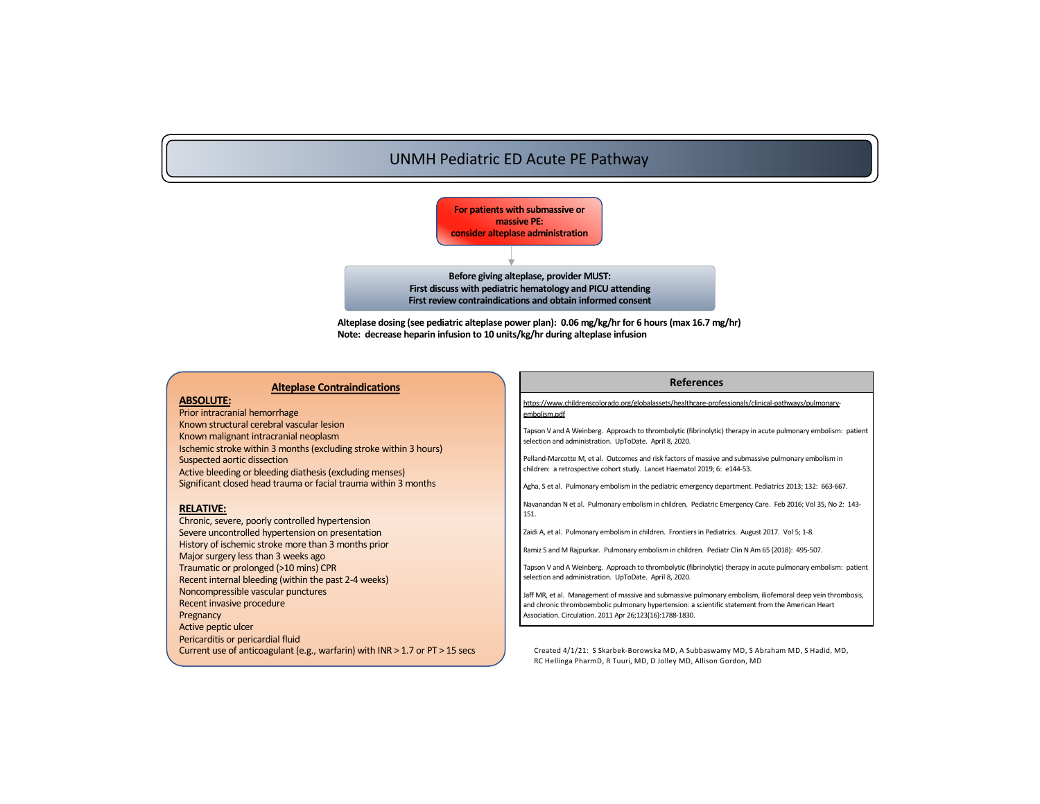# UNMH Pediatric ED Acute PE Pathway

**For patients with submassive or massive PE: consider alteplase administration**

**Before giving alteplase, provider MUST:**
**First discuss with pediatric hematology and PICU attending**
**First review contraindications and obtain informed consent**

**Alteplase dosing (see pediatric alteplase power plan): 0.06 mg/kg/hr for 6 hours (max 16.7 mg/hr)**
**Note: decrease heparin infusion to 10 units/kg/hr during alteplase infusion**

## Alteplase Contraindications

**ABSOLUTE:**

- Prior intracranial hemorrhage
- Known structural cerebral vascular lesion
- Known malignant intracranial neoplasm
- Ischemic stroke within 3 months (excluding stroke within 3 hours)
- Suspected aortic dissection
- Active bleeding or bleeding diathesis (excluding menses)
- Significant closed head trauma or facial trauma within 3 months

**RELATIVE:**

- Chronic, severe, poorly controlled hypertension
- Severe uncontrolled hypertension on presentation
- History of ischemic stroke more than 3 months prior
- Major surgery less than 3 weeks ago
- Traumatic or prolonged (>10 mins) CPR
- Recent internal bleeding (within the past 2-4 weeks)
- Noncompressible vascular punctures
- Recent invasive procedure
- Pregnancy
- Active peptic ulcer
- Pericarditis or pericardial fluid
- Current use of anticoagulant (e.g., warfarin) with INR > 1.7 or PT > 15 secs

## References

https://www.childrenscolorado.org/globalassets/healthcare-professionals/clinical-pathways/pulmonary-embolism.pdf

Tapson V and A Weinberg. Approach to thrombolytic (fibrinolytic) therapy in acute pulmonary embolism: patient selection and administration. UpToDate. April 8, 2020.

Pelland-Marcotte M, et al. Outcomes and risk factors of massive and submassive pulmonary embolism in children: a retrospective cohort study. Lancet Haematol 2019; 6: e144-53.

Agha, S et al. Pulmonary embolism in the pediatric emergency department. Pediatrics 2013; 132: 663-667.

Navanandan N et al. Pulmonary embolism in children. Pediatric Emergency Care. Feb 2016; Vol 35, No 2: 143-151.

Zaidi A, et al. Pulmonary embolism in children. Frontiers in Pediatrics. August 2017. Vol 5; 1-8.

Ramiz S and M Rajpurkar. Pulmonary embolism in children. Pediatr Clin N Am 65 (2018): 495-507.

Tapson V and A Weinberg. Approach to thrombolytic (fibrinolytic) therapy in acute pulmonary embolism: patient selection and administration. UpToDate. April 8, 2020.

Jaff MR, et al. Management of massive and submassive pulmonary embolism, iliofemoral deep vein thrombosis, and chronic thromboembolic pulmonary hypertension: a scientific statement from the American Heart Association. Circulation. 2011 Apr 26;123(16):1788-1830.

Created 4/1/21: S Skarbek-Borowska MD, A Subbaswamy MD, S Abraham MD, S Hadid, MD, RC Hellinga PharmD, R Tuuri, MD, D Jolley MD, Allison Gordon, MD